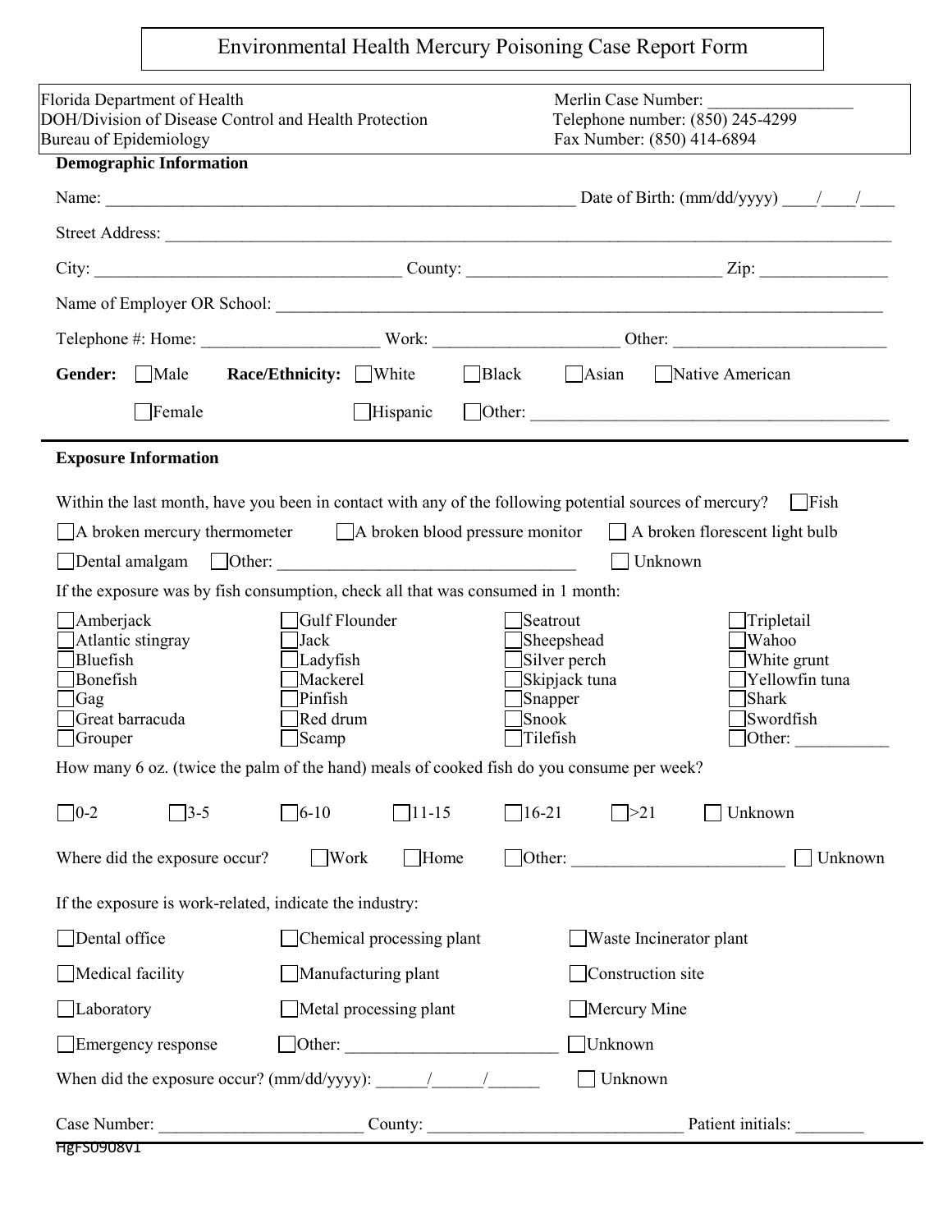# Environmental Health Mercury Poisoning Case Report Form

Florida Department of Health
DOH/Division of Disease Control and Health Protection
Bureau of Epidemiology

Merlin Case Number: ________________
Telephone number: (850) 245-4299
Fax Number: (850) 414-6894

**Demographic Information**

Name: _______________________________________________ Date of Birth: (mm/dd/yyyy) ____/____/____

Street Address: ______________________________________________________________________________

City: ______________________________ County: ___________________________ Zip: ______________

Name of Employer OR School: ________________________________________________________________

Telephone #: Home: ___________________ Work: ___________________ Other: ______________________

**Gender:** ☐ Male ☐ Female

**Race/Ethnicity:** ☐ White ☐ Black ☐ Asian ☐ Native American ☐ Hispanic ☐ Other: ______________________________

**Exposure Information**

Within the last month, have you been in contact with any of the following potential sources of mercury? ☐ Fish

☐ A broken mercury thermometer ☐ A broken blood pressure monitor ☐ A broken florescent light bulb

☐ Dental amalgam ☐ Other: ______________________________ ☐ Unknown

If the exposure was by fish consumption, check all that was consumed in 1 month:

| | | | |
|---|---|---|---|
| ☐ Amberjack | ☐ Gulf Flounder | ☐ Seatrout | ☐ Tripletail |
| ☐ Atlantic stingray | ☐ Jack | ☐ Sheepshead | ☐ Wahoo |
| ☐ Bluefish | ☐ Ladyfish | ☐ Silver perch | ☐ White grunt |
| ☐ Bonefish | ☐ Mackerel | ☐ Skipjack tuna | ☐ Yellowfin tuna |
| ☐ Gag | ☐ Pinfish | ☐ Snapper | ☐ Shark |
| ☐ Great barracuda | ☐ Red drum | ☐ Snook | ☐ Swordfish |
| ☐ Grouper | ☐ Scamp | ☐ Tilefish | ☐ Other: __________ |

How many 6 oz. (twice the palm of the hand) meals of cooked fish do you consume per week?

☐ 0-2 ☐ 3-5 ☐ 6-10 ☐ 11-15 ☐ 16-21 ☐ >21 ☐ Unknown

Where did the exposure occur? ☐ Work ☐ Home ☐ Other: ______________________ ☐ Unknown

If the exposure is work-related, indicate the industry:

| | | |
|---|---|---|
| ☐ Dental office | ☐ Chemical processing plant | ☐ Waste Incinerator plant |
| ☐ Medical facility | ☐ Manufacturing plant | ☐ Construction site |
| ☐ Laboratory | ☐ Metal processing plant | ☐ Mercury Mine |
| ☐ Emergency response | ☐ Other: ______________________ | ☐ Unknown |

When did the exposure occur? (mm/dd/yyyy): ______/______/______ ☐ Unknown

Case Number: ______________________ County: ___________________________ Patient initials: ________

HgFS0908V1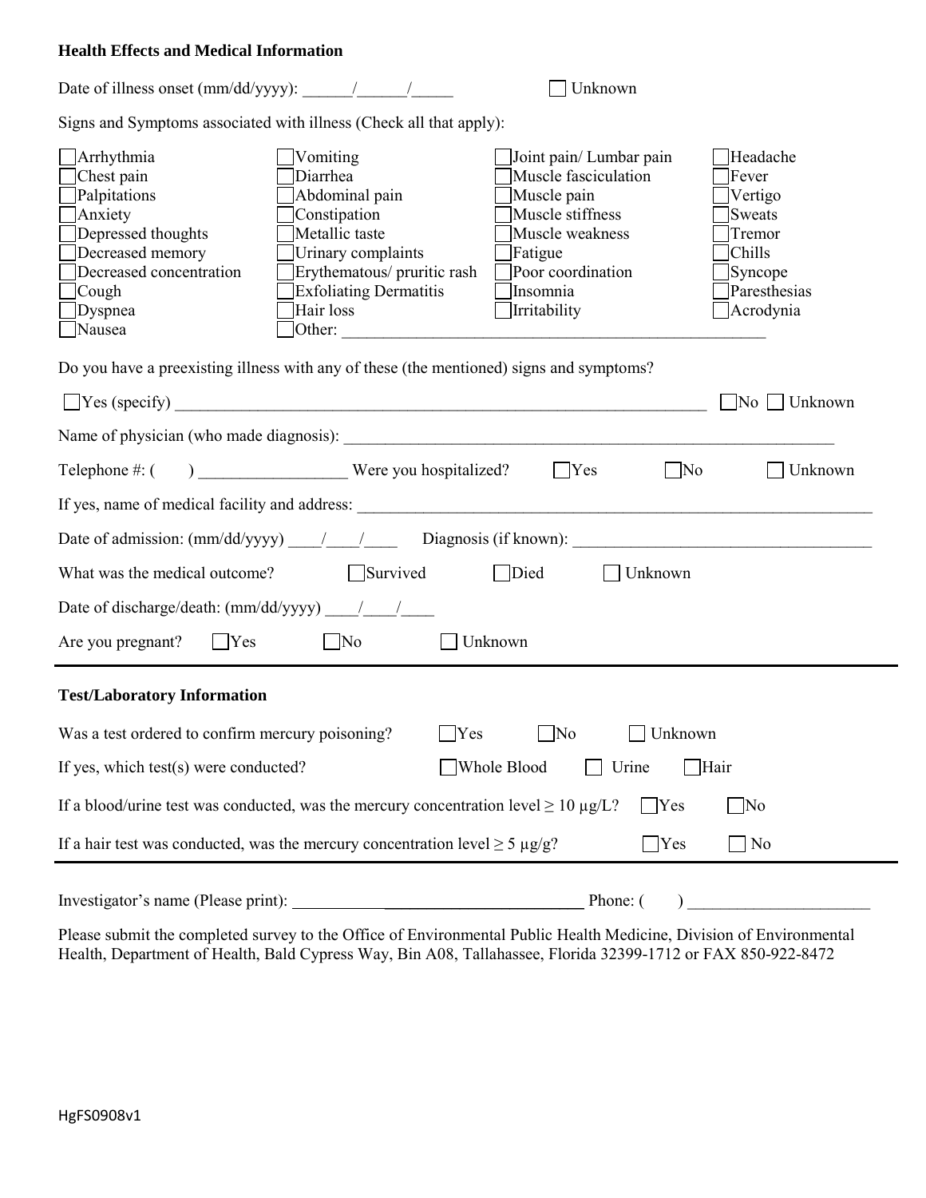**Health Effects and Medical Information**

Date of illness onset (mm/dd/yyyy): ______/______/_____ ☐ Unknown

Signs and Symptoms associated with illness (Check all that apply):

| | | | |
|---|---|---|---|
| ☐ Arrhythmia | ☐ Vomiting | ☐ Joint pain/ Lumbar pain | ☐ Headache |
| ☐ Chest pain | ☐ Diarrhea | ☐ Muscle fasciculation | ☐ Fever |
| ☐ Palpitations | ☐ Abdominal pain | ☐ Muscle pain | ☐ Vertigo |
| ☐ Anxiety | ☐ Constipation | ☐ Muscle stiffness | ☐ Sweats |
| ☐ Depressed thoughts | ☐ Metallic taste | ☐ Muscle weakness | ☐ Tremor |
| ☐ Decreased memory | ☐ Urinary complaints | ☐ Fatigue | ☐ Chills |
| ☐ Decreased concentration | ☐ Erythematous/ pruritic rash | ☐ Poor coordination | ☐ Syncope |
| ☐ Cough | ☐ Exfoliating Dermatitis | ☐ Insomnia | ☐ Paresthesias |
| ☐ Dyspnea | ☐ Hair loss | ☐ Irritability | ☐ Acrodynia |
| ☐ Nausea | ☐ Other: ______________________ | | |

Do you have a preexisting illness with any of these (the mentioned) signs and symptoms?

☐ Yes (specify) ______________________________________________ ☐ No ☐ Unknown

Name of physician (who made diagnosis): ______________________________________________

Telephone #: ( ) _________________ Were you hospitalized? ☐ Yes ☐ No ☐ Unknown

If yes, name of medical facility and address: ______________________________________________

Date of admission: (mm/dd/yyyy) ____/____/____ Diagnosis (if known): ______________________________

What was the medical outcome? ☐ Survived ☐ Died ☐ Unknown

Date of discharge/death: (mm/dd/yyyy) ____/____/____

Are you pregnant? ☐ Yes ☐ No ☐ Unknown

---

**Test/Laboratory Information**

Was a test ordered to confirm mercury poisoning? ☐ Yes ☐ No ☐ Unknown

If yes, which test(s) were conducted? ☐ Whole Blood ☐ Urine ☐ Hair

If a blood/urine test was conducted, was the mercury concentration level $\geq 10$ μg/L? ☐ Yes ☐ No

If a hair test was conducted, was the mercury concentration level $\geq 5$ μg/g? ☐ Yes ☐ No

---

Investigator's name (Please print): ______________________________ Phone: ( ) ______________________

Please submit the completed survey to the Office of Environmental Public Health Medicine, Division of Environmental Health, Department of Health, Bald Cypress Way, Bin A08, Tallahassee, Florida 32399-1712 or FAX 850-922-8472

HgFS0908v1